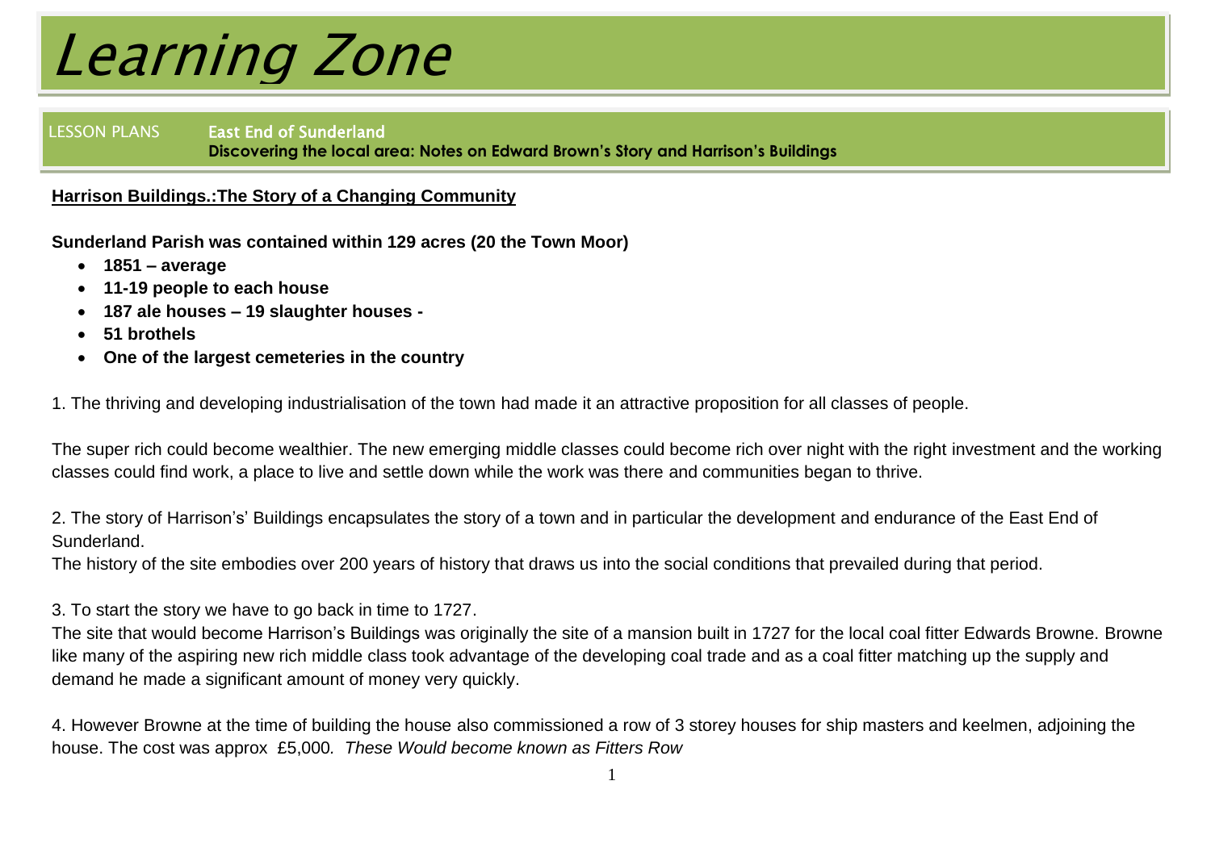# Learning Zone

LESSON PLANS **East End of Sunderland**
**Discovering the local area: Notes on Edward Brown's Story and Harrison's Buildings**

**Harrison Buildings.:The Story of a Changing Community**

**Sunderland Parish was contained within 129 acres (20 the Town Moor)**

- **1851 – average**
- **11-19 people to each house**
- **187 ale houses – 19 slaughter houses -**
- **51 brothels**
- **One of the largest cemeteries in the country**

1. The thriving and developing industrialisation of the town had made it an attractive proposition for all classes of people.

The super rich could become wealthier. The new emerging middle classes could become rich over night with the right investment and the working classes could find work, a place to live and settle down while the work was there and communities began to thrive.

2. The story of Harrison's' Buildings encapsulates the story of a town and in particular the development and endurance of the East End of Sunderland.
The history of the site embodies over 200 years of history that draws us into the social conditions that prevailed during that period.

3. To start the story we have to go back in time to 1727.
The site that would become Harrison's Buildings was originally the site of a mansion built in 1727 for the local coal fitter Edwards Browne. Browne like many of the aspiring new rich middle class took advantage of the developing coal trade and as a coal fitter matching up the supply and demand he made a significant amount of money very quickly.

4. However Browne at the time of building the house also commissioned a row of 3 storey houses for ship masters and keelmen, adjoining the house. The cost was approx £5,000*. These Would become known as Fitters Row*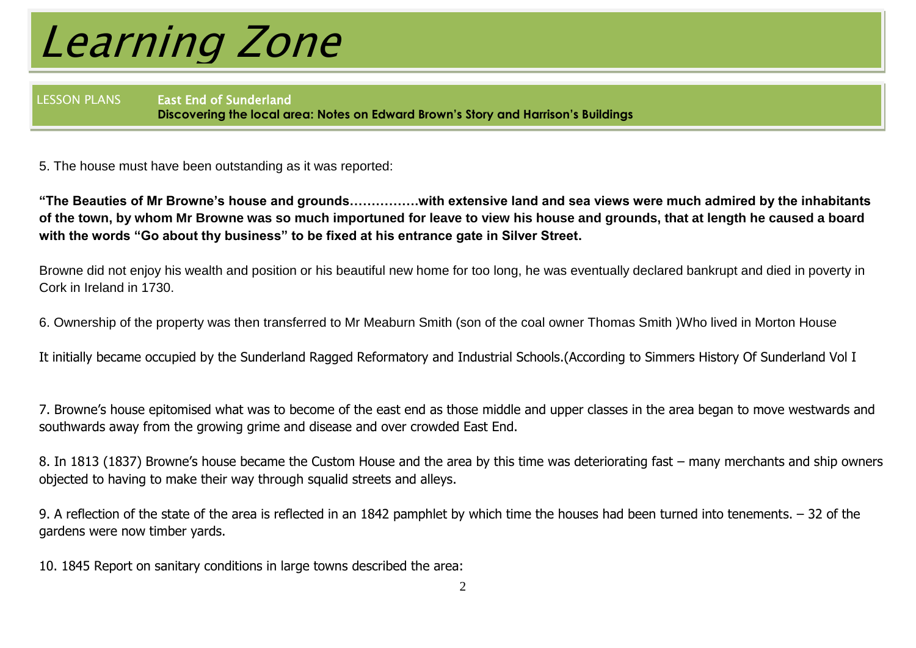5. The house must have been outstanding as it was reported:

**"The Beauties of Mr Browne's house and grounds…………….with extensive land and sea views were much admired by the inhabitants of the town, by whom Mr Browne was so much importuned for leave to view his house and grounds, that at length he caused a board with the words "Go about thy business" to be fixed at his entrance gate in Silver Street.**

Browne did not enjoy his wealth and position or his beautiful new home for too long, he was eventually declared bankrupt and died in poverty in Cork in Ireland in 1730.

6. Ownership of the property was then transferred to Mr Meaburn Smith (son of the coal owner Thomas Smith )Who lived in Morton House

It initially became occupied by the Sunderland Ragged Reformatory and Industrial Schools.(According to Simmers History Of Sunderland Vol I

7. Browne's house epitomised what was to become of the east end as those middle and upper classes in the area began to move westwards and southwards away from the growing grime and disease and over crowded East End.

8. In 1813 (1837) Browne's house became the Custom House and the area by this time was deteriorating fast – many merchants and ship owners objected to having to make their way through squalid streets and alleys.

9. A reflection of the state of the area is reflected in an 1842 pamphlet by which time the houses had been turned into tenements. – 32 of the gardens were now timber yards.

10. 1845 Report on sanitary conditions in large towns described the area: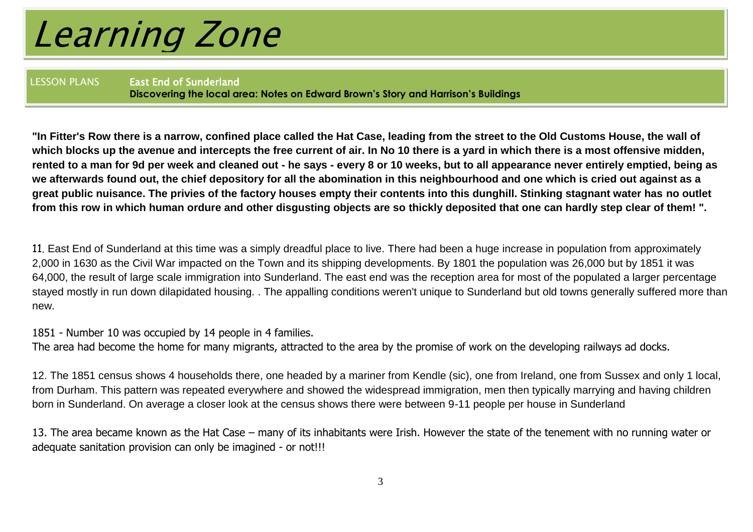# Learning Zone

LESSON PLANS **East End of Sunderland**
**Discovering the local area: Notes on Edward Brown's Story and Harrison's Buildings**

**"In Fitter's Row there is a narrow, confined place called the Hat Case, leading from the street to the Old Customs House, the wall of which blocks up the avenue and intercepts the free current of air. In No 10 there is a yard in which there is a most offensive midden, rented to a man for 9d per week and cleaned out - he says - every 8 or 10 weeks, but to all appearance never entirely emptied, being as we afterwards found out, the chief depository for all the abomination in this neighbourhood and one which is cried out against as a great public nuisance. The privies of the factory houses empty their contents into this dunghill. Stinking stagnant water has no outlet from this row in which human ordure and other disgusting objects are so thickly deposited that one can hardly step clear of them! ".**

11. East End of Sunderland at this time was a simply dreadful place to live. There had been a huge increase in population from approximately 2,000 in 1630 as the Civil War impacted on the Town and its shipping developments. By 1801 the population was 26,000 but by 1851 it was 64,000, the result of large scale immigration into Sunderland. The east end was the reception area for most of the populated a larger percentage stayed mostly in run down dilapidated housing. . The appalling conditions weren't unique to Sunderland but old towns generally suffered more than new.

1851 - Number 10 was occupied by 14 people in 4 families.
The area had become the home for many migrants, attracted to the area by the promise of work on the developing railways ad docks.

12. The 1851 census shows 4 households there, one headed by a mariner from Kendle (sic), one from Ireland, one from Sussex and only 1 local, from Durham. This pattern was repeated everywhere and showed the widespread immigration, men then typically marrying and having children born in Sunderland. On average a closer look at the census shows there were between 9-11 people per house in Sunderland

13. The area became known as the Hat Case – many of its inhabitants were Irish. However the state of the tenement with no running water or adequate sanitation provision can only be imagined - or not!!!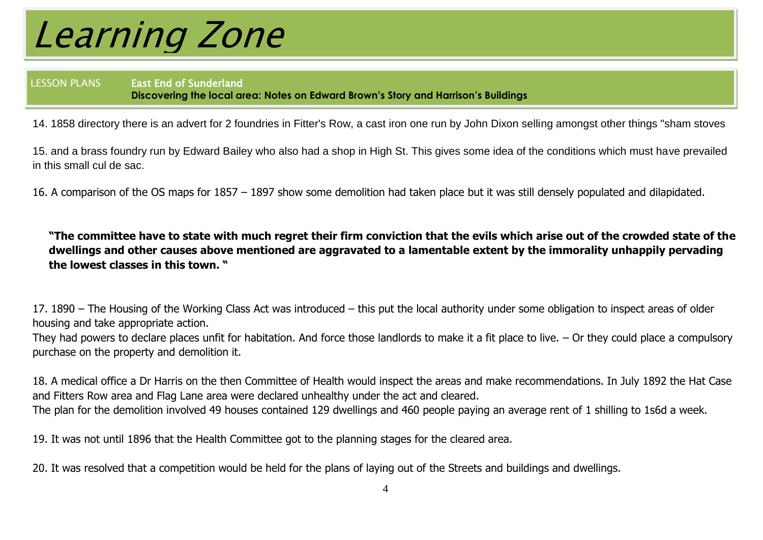# Learning Zone

LESSON PLANS **East End of Sunderland**
**Discovering the local area: Notes on Edward Brown's Story and Harrison's Buildings**

14. 1858 directory there is an advert for 2 foundries in Fitter's Row, a cast iron one run by John Dixon selling amongst other things "sham stoves

15. and a brass foundry run by Edward Bailey who also had a shop in High St. This gives some idea of the conditions which must have prevailed in this small cul de sac.

16. A comparison of the OS maps for 1857 – 1897 show some demolition had taken place but it was still densely populated and dilapidated.

**"The committee have to state with much regret their firm conviction that the evils which arise out of the crowded state of the dwellings and other causes above mentioned are aggravated to a lamentable extent by the immorality unhappily pervading the lowest classes in this town. "**

17. 1890 – The Housing of the Working Class Act was introduced – this put the local authority under some obligation to inspect areas of older housing and take appropriate action.
They had powers to declare places unfit for habitation. And force those landlords to make it a fit place to live. – Or they could place a compulsory purchase on the property and demolition it.

18. A medical office a Dr Harris on the then Committee of Health would inspect the areas and make recommendations. In July 1892 the Hat Case and Fitters Row area and Flag Lane area were declared unhealthy under the act and cleared.
The plan for the demolition involved 49 houses contained 129 dwellings and 460 people paying an average rent of 1 shilling to 1s6d a week.

19. It was not until 1896 that the Health Committee got to the planning stages for the cleared area.

20. It was resolved that a competition would be held for the plans of laying out of the Streets and buildings and dwellings.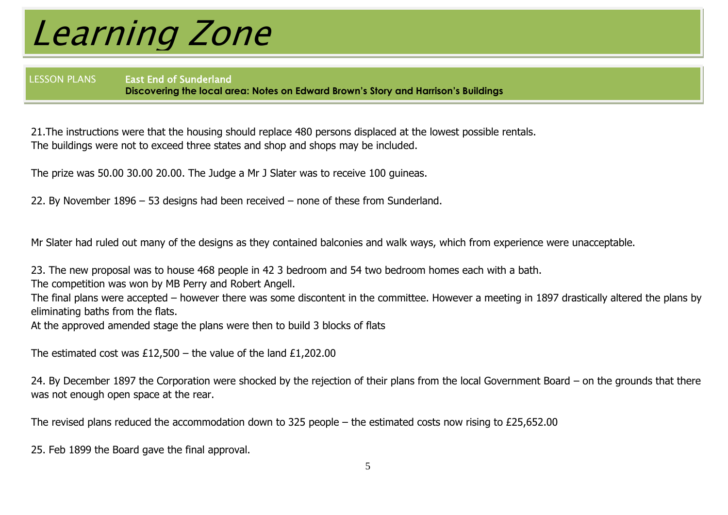# Learning Zone

LESSON PLANS **East End of Sunderland**
**Discovering the local area: Notes on Edward Brown's Story and Harrison's Buildings**

21.The instructions were that the housing should replace 480 persons displaced at the lowest possible rentals.
The buildings were not to exceed three states and shop and shops may be included.

The prize was 50.00 30.00 20.00. The Judge a Mr J Slater was to receive 100 guineas.

22. By November 1896 – 53 designs had been received – none of these from Sunderland.

Mr Slater had ruled out many of the designs as they contained balconies and walk ways, which from experience were unacceptable.

23. The new proposal was to house 468 people in 42 3 bedroom and 54 two bedroom homes each with a bath.
The competition was won by MB Perry and Robert Angell.
The final plans were accepted – however there was some discontent in the committee. However a meeting in 1897 drastically altered the plans by eliminating baths from the flats.
At the approved amended stage the plans were then to build 3 blocks of flats

The estimated cost was £12,500 – the value of the land £1,202.00

24. By December 1897 the Corporation were shocked by the rejection of their plans from the local Government Board – on the grounds that there was not enough open space at the rear.

The revised plans reduced the accommodation down to 325 people – the estimated costs now rising to £25,652.00

25. Feb 1899 the Board gave the final approval.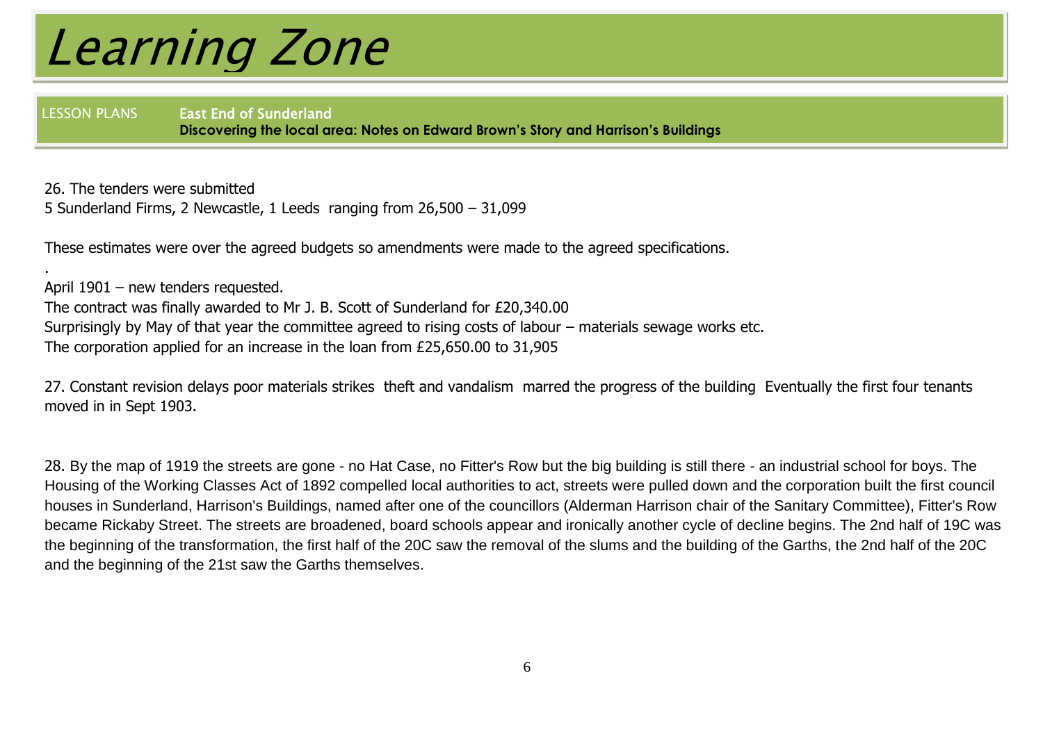# Learning Zone

LESSON PLANS **East End of Sunderland**
**Discovering the local area: Notes on Edward Brown's Story and Harrison's Buildings**

26. The tenders were submitted
5 Sunderland Firms, 2 Newcastle, 1 Leeds ranging from 26,500 – 31,099

These estimates were over the agreed budgets so amendments were made to the agreed specifications.

.

April 1901 – new tenders requested.
The contract was finally awarded to Mr J. B. Scott of Sunderland for £20,340.00
Surprisingly by May of that year the committee agreed to rising costs of labour – materials sewage works etc.
The corporation applied for an increase in the loan from £25,650.00 to 31,905

27. Constant revision delays poor materials strikes theft and vandalism marred the progress of the building Eventually the first four tenants moved in in Sept 1903.

28. By the map of 1919 the streets are gone - no Hat Case, no Fitter's Row but the big building is still there - an industrial school for boys. The Housing of the Working Classes Act of 1892 compelled local authorities to act, streets were pulled down and the corporation built the first council houses in Sunderland, Harrison's Buildings, named after one of the councillors (Alderman Harrison chair of the Sanitary Committee), Fitter's Row became Rickaby Street. The streets are broadened, board schools appear and ironically another cycle of decline begins. The 2nd half of 19C was the beginning of the transformation, the first half of the 20C saw the removal of the slums and the building of the Garths, the 2nd half of the 20C and the beginning of the 21st saw the Garths themselves.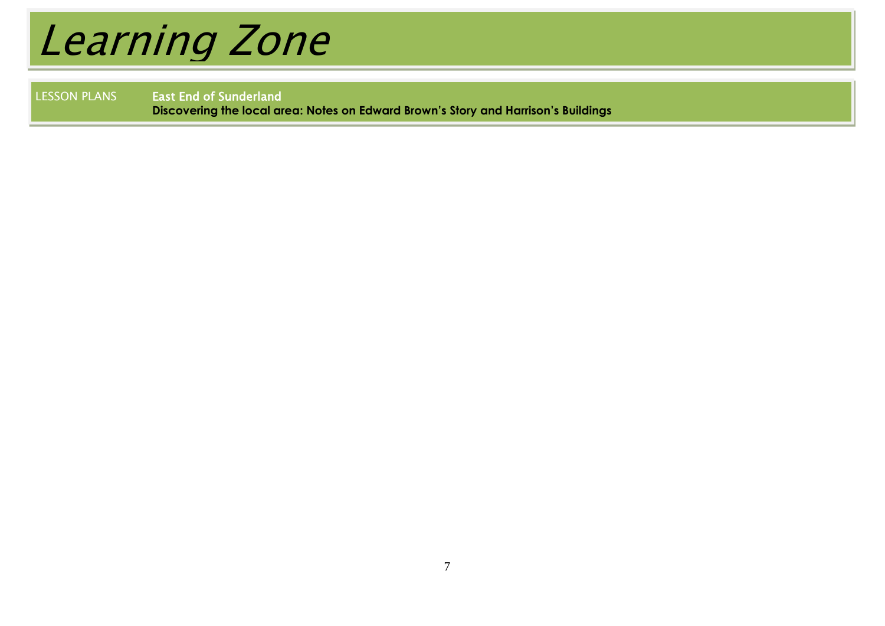# Learning Zone

LESSON PLANS **East End of Sunderland**
**Discovering the local area: Notes on Edward Brown's Story and Harrison's Buildings**